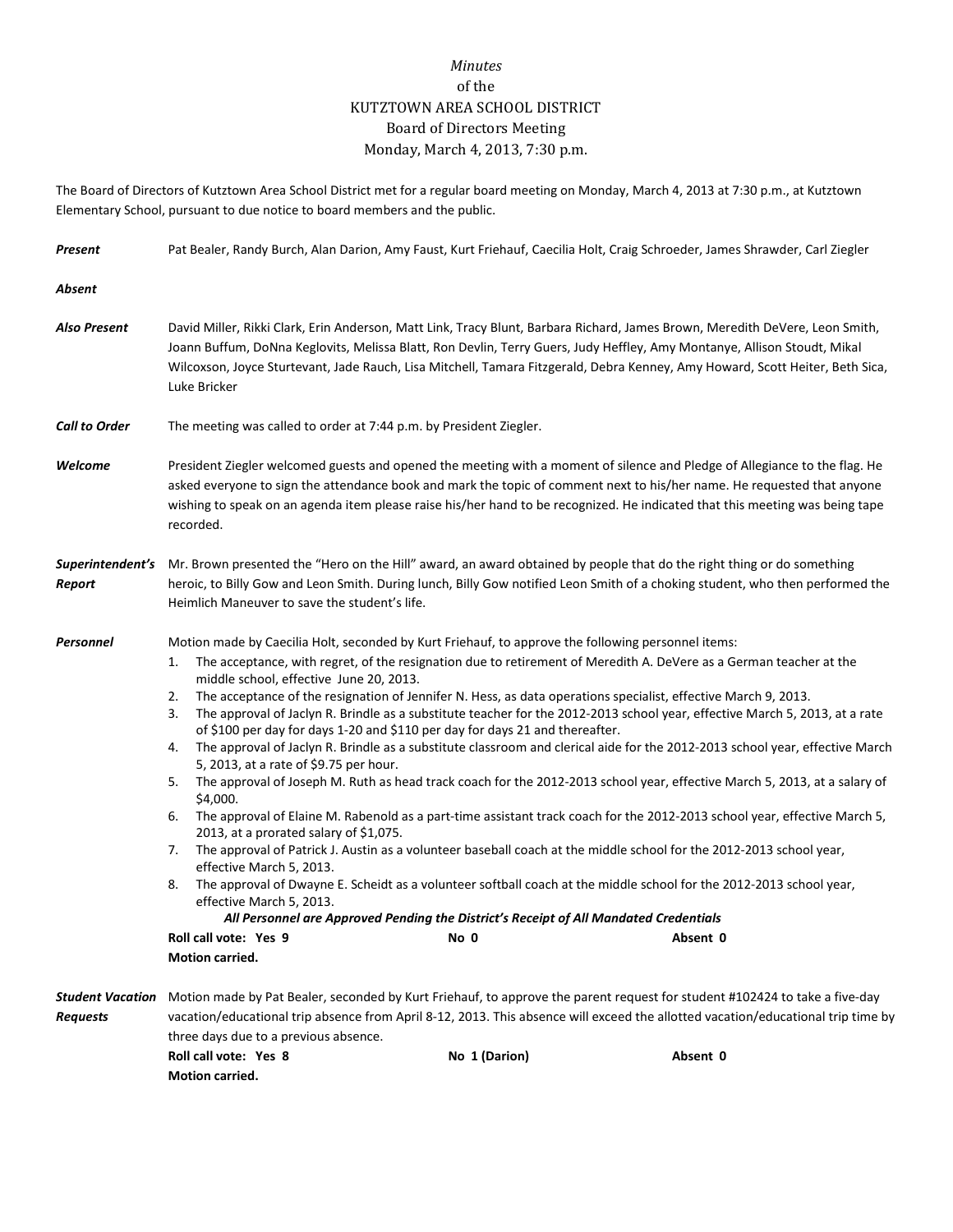*Minutes*
of the
KUTZTOWN AREA SCHOOL DISTRICT
Board of Directors Meeting
Monday, March 4, 2013, 7:30 p.m.

The Board of Directors of Kutztown Area School District met for a regular board meeting on Monday, March 4, 2013 at 7:30 p.m., at Kutztown Elementary School, pursuant to due notice to board members and the public.

***Present*** Pat Bealer, Randy Burch, Alan Darion, Amy Faust, Kurt Friehauf, Caecilia Holt, Craig Schroeder, James Shrawder, Carl Ziegler

***Absent***

***Also Present*** David Miller, Rikki Clark, Erin Anderson, Matt Link, Tracy Blunt, Barbara Richard, James Brown, Meredith DeVere, Leon Smith, Joann Buffum, DoNna Keglovits, Melissa Blatt, Ron Devlin, Terry Guers, Judy Heffley, Amy Montanye, Allison Stoudt, Mikal Wilcoxson, Joyce Sturtevant, Jade Rauch, Lisa Mitchell, Tamara Fitzgerald, Debra Kenney, Amy Howard, Scott Heiter, Beth Sica, Luke Bricker

***Call to Order*** The meeting was called to order at 7:44 p.m. by President Ziegler.

***Welcome*** President Ziegler welcomed guests and opened the meeting with a moment of silence and Pledge of Allegiance to the flag. He asked everyone to sign the attendance book and mark the topic of comment next to his/her name. He requested that anyone wishing to speak on an agenda item please raise his/her hand to be recognized. He indicated that this meeting was being tape recorded.

***Superintendent's Report*** Mr. Brown presented the "Hero on the Hill" award, an award obtained by people that do the right thing or do something heroic, to Billy Gow and Leon Smith. During lunch, Billy Gow notified Leon Smith of a choking student, who then performed the Heimlich Maneuver to save the student's life.

***Personnel*** Motion made by Caecilia Holt, seconded by Kurt Friehauf, to approve the following personnel items:

1. The acceptance, with regret, of the resignation due to retirement of Meredith A. DeVere as a German teacher at the middle school, effective June 20, 2013.
2. The acceptance of the resignation of Jennifer N. Hess, as data operations specialist, effective March 9, 2013.
3. The approval of Jaclyn R. Brindle as a substitute teacher for the 2012-2013 school year, effective March 5, 2013, at a rate of $100 per day for days 1-20 and $110 per day for days 21 and thereafter.
4. The approval of Jaclyn R. Brindle as a substitute classroom and clerical aide for the 2012-2013 school year, effective March 5, 2013, at a rate of $9.75 per hour.
5. The approval of Joseph M. Ruth as head track coach for the 2012-2013 school year, effective March 5, 2013, at a salary of $4,000.
6. The approval of Elaine M. Rabenold as a part-time assistant track coach for the 2012-2013 school year, effective March 5, 2013, at a prorated salary of $1,075.
7. The approval of Patrick J. Austin as a volunteer baseball coach at the middle school for the 2012-2013 school year, effective March 5, 2013.
8. The approval of Dwayne E. Scheidt as a volunteer softball coach at the middle school for the 2012-2013 school year, effective March 5, 2013.

***All Personnel are Approved Pending the District's Receipt of All Mandated Credentials***

**Roll call vote: Yes 9** **No 0** **Absent 0**
**Motion carried.**

***Student Vacation Requests*** Motion made by Pat Bealer, seconded by Kurt Friehauf, to approve the parent request for student #102424 to take a five-day vacation/educational trip absence from April 8-12, 2013. This absence will exceed the allotted vacation/educational trip time by three days due to a previous absence.

**Roll call vote: Yes 8** **No 1 (Darion)** **Absent 0**
**Motion carried.**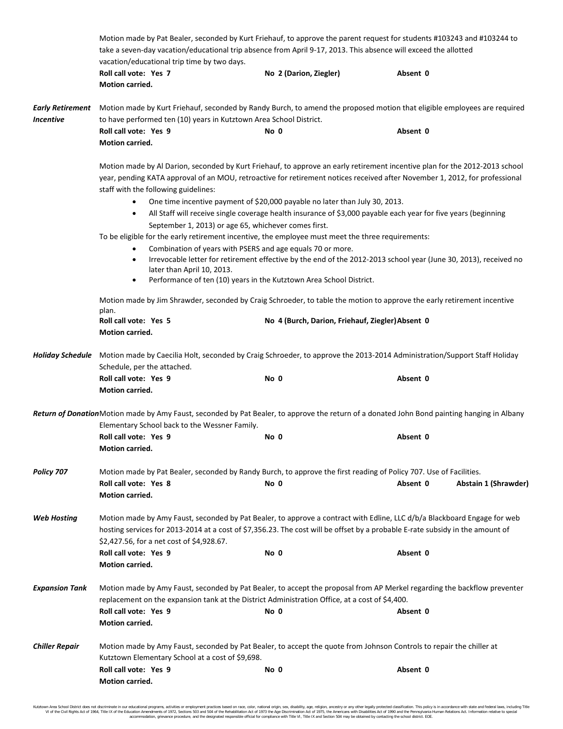Motion made by Pat Bealer, seconded by Kurt Friehauf, to approve the parent request for students #103243 and #103244 to take a seven-day vacation/educational trip absence from April 9-17, 2013. This absence will exceed the allotted vacation/educational trip time by two days.

**Roll call vote: Yes 7** **No 2 (Darion, Ziegler)** **Absent 0**
**Motion carried.**

***Early Retirement Incentive***

Motion made by Kurt Friehauf, seconded by Randy Burch, to amend the proposed motion that eligible employees are required to have performed ten (10) years in Kutztown Area School District.

**Roll call vote: Yes 9** **No 0** **Absent 0**
**Motion carried.**

Motion made by Al Darion, seconded by Kurt Friehauf, to approve an early retirement incentive plan for the 2012-2013 school year, pending KATA approval of an MOU, retroactive for retirement notices received after November 1, 2012, for professional staff with the following guidelines:

- One time incentive payment of $20,000 payable no later than July 30, 2013.
- All Staff will receive single coverage health insurance of $3,000 payable each year for five years (beginning September 1, 2013) or age 65, whichever comes first.

To be eligible for the early retirement incentive, the employee must meet the three requirements:

- Combination of years with PSERS and age equals 70 or more.
- Irrevocable letter for retirement effective by the end of the 2012-2013 school year (June 30, 2013), received no later than April 10, 2013.
- Performance of ten (10) years in the Kutztown Area School District.

Motion made by Jim Shrawder, seconded by Craig Schroeder, to table the motion to approve the early retirement incentive plan.

**Roll call vote: Yes 5** **No 4 (Burch, Darion, Friehauf, Ziegler)** **Absent 0**
**Motion carried.**

***Holiday Schedule***

Motion made by Caecilia Holt, seconded by Craig Schroeder, to approve the 2013-2014 Administration/Support Staff Holiday Schedule, per the attached.

**Roll call vote: Yes 9** **No 0** **Absent 0**
**Motion carried.**

***Return of Donation***

Motion made by Amy Faust, seconded by Pat Bealer, to approve the return of a donated John Bond painting hanging in Albany Elementary School back to the Wessner Family.

**Roll call vote: Yes 9** **No 0** **Absent 0**
**Motion carried.**

***Policy 707***

Motion made by Pat Bealer, seconded by Randy Burch, to approve the first reading of Policy 707. Use of Facilities.

**Roll call vote: Yes 8** **No 0** **Absent 0** **Abstain 1 (Shrawder)**
**Motion carried.**

***Web Hosting***

Motion made by Amy Faust, seconded by Pat Bealer, to approve a contract with Edline, LLC d/b/a Blackboard Engage for web hosting services for 2013-2014 at a cost of $7,356.23. The cost will be offset by a probable E-rate subsidy in the amount of $2,427.56, for a net cost of $4,928.67.

**Roll call vote: Yes 9** **No 0** **Absent 0**
**Motion carried.**

***Expansion Tank***

Motion made by Amy Faust, seconded by Pat Bealer, to accept the proposal from AP Merkel regarding the backflow preventer replacement on the expansion tank at the District Administration Office, at a cost of $4,400.

**Roll call vote: Yes 9** **No 0** **Absent 0**
**Motion carried.**

***Chiller Repair***

Motion made by Amy Faust, seconded by Pat Bealer, to accept the quote from Johnson Controls to repair the chiller at Kutztown Elementary School at a cost of $9,698.

**Roll call vote: Yes 9** **No 0** **Absent 0**
**Motion carried.**

Kutztown Area School District does not discriminate in our educational programs, activities or employment practices based on race, color, national origin, sex, disability, age, religion, ancestry or any other legally protected classification. This policy is in accordance with state and federal laws, including Title VI of the Civil Rights Act of 1964, Title IX of the Education Amendments of 1972, Sections 503 and 504 of the Rehabilitation Act of 1973 the Age Discrimination Act of 1975, the Americans with Disabilities Act of 1990 and the Pennsylvania Human Relations Act. Information relative to special accommodation, grievance procedure, and the designated responsible official for compliance with Title VI, Title IX and Section 504 may be obtained by contacting the school district. EOE.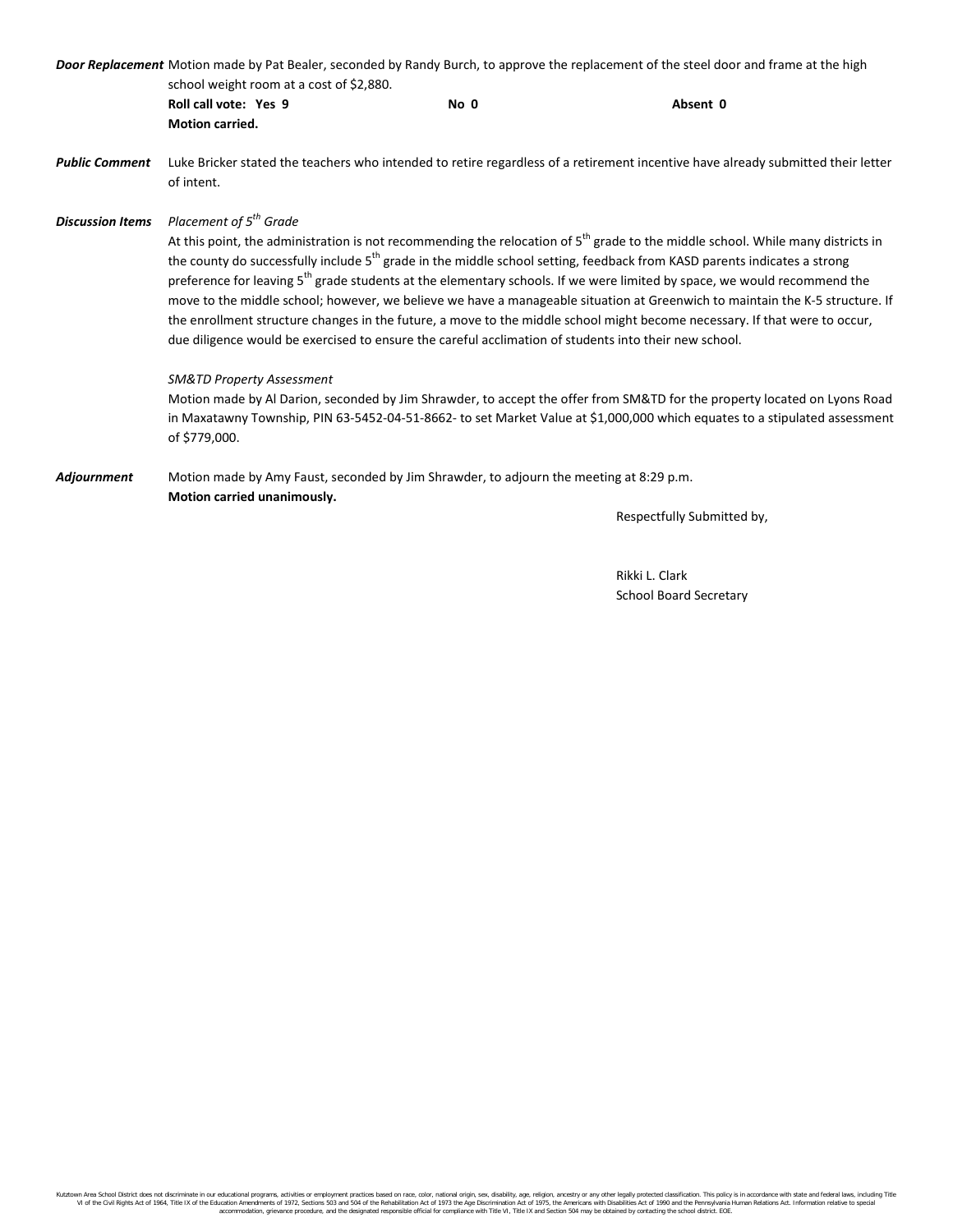***Door Replacement*** Motion made by Pat Bealer, seconded by Randy Burch, to approve the replacement of the steel door and frame at the high school weight room at a cost of $2,880.

**Roll call vote: Yes 9** **No 0** **Absent 0**

**Motion carried.**

***Public Comment*** Luke Bricker stated the teachers who intended to retire regardless of a retirement incentive have already submitted their letter of intent.

***Discussion Items*** *Placement of 5th Grade*

At this point, the administration is not recommending the relocation of 5th grade to the middle school. While many districts in the county do successfully include 5th grade in the middle school setting, feedback from KASD parents indicates a strong preference for leaving 5th grade students at the elementary schools. If we were limited by space, we would recommend the move to the middle school; however, we believe we have a manageable situation at Greenwich to maintain the K-5 structure. If the enrollment structure changes in the future, a move to the middle school might become necessary. If that were to occur, due diligence would be exercised to ensure the careful acclimation of students into their new school.

*SM&TD Property Assessment*

Motion made by Al Darion, seconded by Jim Shrawder, to accept the offer from SM&TD for the property located on Lyons Road in Maxatawny Township, PIN 63-5452-04-51-8662- to set Market Value at $1,000,000 which equates to a stipulated assessment of $779,000.

***Adjournment*** Motion made by Amy Faust, seconded by Jim Shrawder, to adjourn the meeting at 8:29 p.m.

**Motion carried unanimously.**

Respectfully Submitted by,

Rikki L. Clark
School Board Secretary

Kutztown Area School District does not discriminate in our educational programs, activities or employment practices based on race, color, national origin, sex, disability, age, religion, ancestry or any other legally protected classification. This policy is in accordance with state and federal laws, including Title VI of the Civil Rights Act of 1964, Title IX of the Education Amendments of 1972, Sections 503 and 504 of the Rehabilitation Act of 1973 the Age Discrimination Act of 1975, the Americans with Disabilities Act of 1990 and the Pennsylvania Human Relations Act. Information relative to special accommodation, grievance procedure, and the designated responsible official for compliance with Title VI, Title IX and Section 504 may be obtained by contacting the school district. EOE.